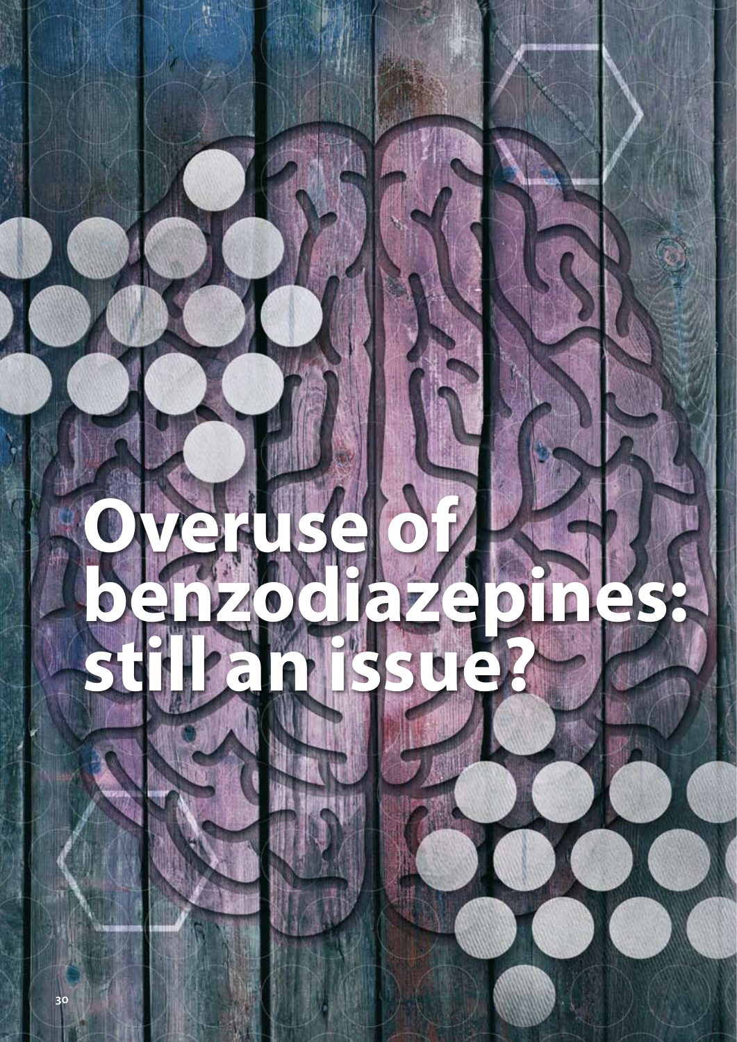# Overuse of benzodiazepines: still an issue?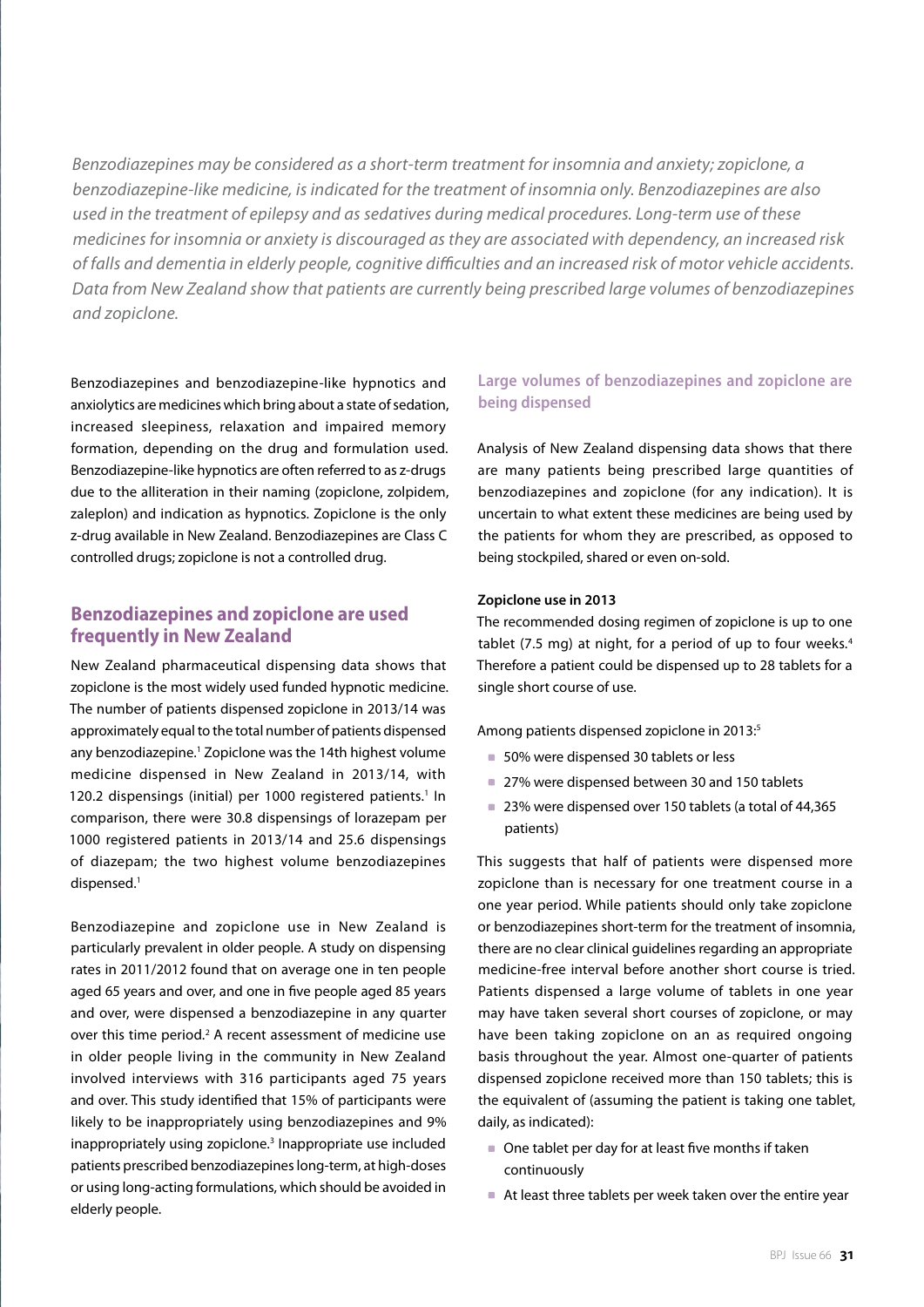*Benzodiazepines may be considered as a short-term treatment for insomnia and anxiety; zopiclone, a benzodiazepine-like medicine, is indicated for the treatment of insomnia only. Benzodiazepines are also used in the treatment of epilepsy and as sedatives during medical procedures. Long-term use of these medicines for insomnia or anxiety is discouraged as they are associated with dependency, an increased risk of falls and dementia in elderly people, cognitive difficulties and an increased risk of motor vehicle accidents. Data from New Zealand show that patients are currently being prescribed large volumes of benzodiazepines and zopiclone.*

Benzodiazepines and benzodiazepine-like hypnotics and anxiolytics are medicines which bring about a state of sedation, increased sleepiness, relaxation and impaired memory formation, depending on the drug and formulation used. Benzodiazepine-like hypnotics are often referred to as z-drugs due to the alliteration in their naming (zopiclone, zolpidem, zaleplon) and indication as hypnotics. Zopiclone is the only z-drug available in New Zealand. Benzodiazepines are Class C controlled drugs; zopiclone is not a controlled drug.

## Benzodiazepines and zopiclone are used frequently in New Zealand

New Zealand pharmaceutical dispensing data shows that zopiclone is the most widely used funded hypnotic medicine. The number of patients dispensed zopiclone in 2013/14 was approximately equal to the total number of patients dispensed any benzodiazepine.[1] Zopiclone was the 14th highest volume medicine dispensed in New Zealand in 2013/14, with 120.2 dispensings (initial) per 1000 registered patients.[1] In comparison, there were 30.8 dispensings of lorazepam per 1000 registered patients in 2013/14 and 25.6 dispensings of diazepam; the two highest volume benzodiazepines dispensed.[1]

Benzodiazepine and zopiclone use in New Zealand is particularly prevalent in older people. A study on dispensing rates in 2011/2012 found that on average one in ten people aged 65 years and over, and one in five people aged 85 years and over, were dispensed a benzodiazepine in any quarter over this time period.[2] A recent assessment of medicine use in older people living in the community in New Zealand involved interviews with 316 participants aged 75 years and over. This study identified that 15% of participants were likely to be inappropriately using benzodiazepines and 9% inappropriately using zopiclone.[3] Inappropriate use included patients prescribed benzodiazepines long-term, at high-doses or using long-acting formulations, which should be avoided in elderly people.

### Large volumes of benzodiazepines and zopiclone are being dispensed

Analysis of New Zealand dispensing data shows that there are many patients being prescribed large quantities of benzodiazepines and zopiclone (for any indication). It is uncertain to what extent these medicines are being used by the patients for whom they are prescribed, as opposed to being stockpiled, shared or even on-sold.

#### Zopiclone use in 2013

The recommended dosing regimen of zopiclone is up to one tablet (7.5 mg) at night, for a period of up to four weeks.[4] Therefore a patient could be dispensed up to 28 tablets for a single short course of use.

Among patients dispensed zopiclone in 2013:[5]

- 50% were dispensed 30 tablets or less
- 27% were dispensed between 30 and 150 tablets
- 23% were dispensed over 150 tablets (a total of 44,365 patients)

This suggests that half of patients were dispensed more zopiclone than is necessary for one treatment course in a one year period. While patients should only take zopiclone or benzodiazepines short-term for the treatment of insomnia, there are no clear clinical guidelines regarding an appropriate medicine-free interval before another short course is tried. Patients dispensed a large volume of tablets in one year may have taken several short courses of zopiclone, or may have been taking zopiclone on an as required ongoing basis throughout the year. Almost one-quarter of patients dispensed zopiclone received more than 150 tablets; this is the equivalent of (assuming the patient is taking one tablet, daily, as indicated):

- One tablet per day for at least five months if taken continuously
- At least three tablets per week taken over the entire year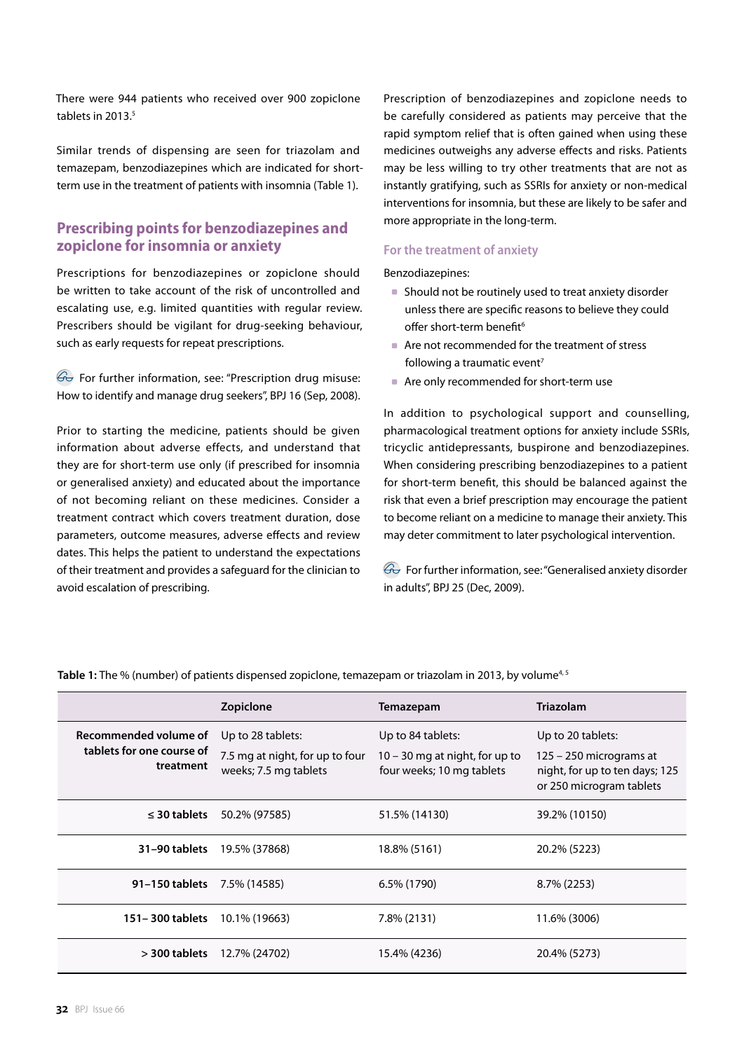There were 944 patients who received over 900 zopiclone tablets in 2013.[5]

Similar trends of dispensing are seen for triazolam and temazepam, benzodiazepines which are indicated for short-term use in the treatment of patients with insomnia (Table 1).

## Prescribing points for benzodiazepines and zopiclone for insomnia or anxiety

Prescriptions for benzodiazepines or zopiclone should be written to take account of the risk of uncontrolled and escalating use, e.g. limited quantities with regular review. Prescribers should be vigilant for drug-seeking behaviour, such as early requests for repeat prescriptions.

For further information, see: "Prescription drug misuse: How to identify and manage drug seekers", BPJ 16 (Sep, 2008).

Prior to starting the medicine, patients should be given information about adverse effects, and understand that they are for short-term use only (if prescribed for insomnia or generalised anxiety) and educated about the importance of not becoming reliant on these medicines. Consider a treatment contract which covers treatment duration, dose parameters, outcome measures, adverse effects and review dates. This helps the patient to understand the expectations of their treatment and provides a safeguard for the clinician to avoid escalation of prescribing.

Prescription of benzodiazepines and zopiclone needs to be carefully considered as patients may perceive that the rapid symptom relief that is often gained when using these medicines outweighs any adverse effects and risks. Patients may be less willing to try other treatments that are not as instantly gratifying, such as SSRIs for anxiety or non-medical interventions for insomnia, but these are likely to be safer and more appropriate in the long-term.

### For the treatment of anxiety

Benzodiazepines:

- Should not be routinely used to treat anxiety disorder unless there are specific reasons to believe they could offer short-term benefit[6]
- Are not recommended for the treatment of stress following a traumatic event[7]
- Are only recommended for short-term use

In addition to psychological support and counselling, pharmacological treatment options for anxiety include SSRIs, tricyclic antidepressants, buspirone and benzodiazepines. When considering prescribing benzodiazepines to a patient for short-term benefit, this should be balanced against the risk that even a brief prescription may encourage the patient to become reliant on a medicine to manage their anxiety. This may deter commitment to later psychological intervention.

For further information, see: "Generalised anxiety disorder in adults", BPJ 25 (Dec, 2009).

**Table 1:** The % (number) of patients dispensed zopiclone, temazepam or triazolam in 2013, by volume[4, 5]

| | Zopiclone | Temazepam | Triazolam |
|---|---|---|---|
| **Recommended volume of tablets for one course of treatment** | Up to 28 tablets: 7.5 mg at night, for up to four weeks; 7.5 mg tablets | Up to 84 tablets: 10 – 30 mg at night, for up to four weeks; 10 mg tablets | Up to 20 tablets: 125 – 250 micrograms at night, for up to ten days; 125 or 250 microgram tablets |
| **≤ 30 tablets** | 50.2% (97585) | 51.5% (14130) | 39.2% (10150) |
| **31–90 tablets** | 19.5% (37868) | 18.8% (5161) | 20.2% (5223) |
| **91–150 tablets** | 7.5% (14585) | 6.5% (1790) | 8.7% (2253) |
| **151– 300 tablets** | 10.1% (19663) | 7.8% (2131) | 11.6% (3006) |
| **> 300 tablets** | 12.7% (24702) | 15.4% (4236) | 20.4% (5273) |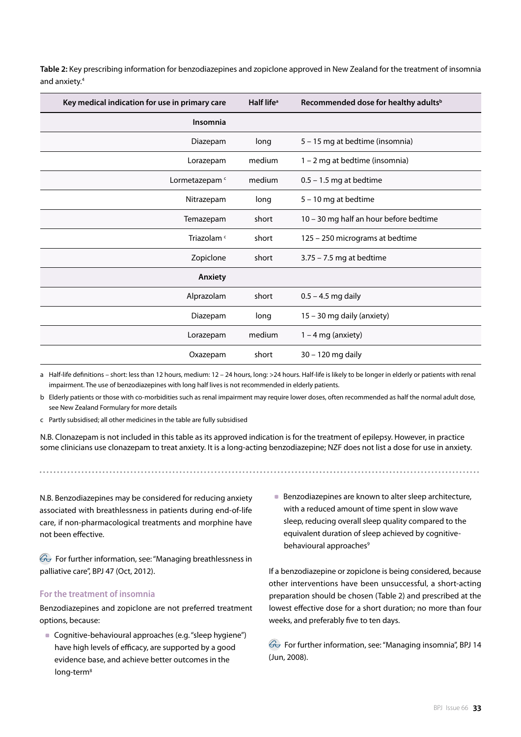**Table 2:** Key prescribing information for benzodiazepines and zopiclone approved in New Zealand for the treatment of insomnia and anxiety.[4]

| Key medical indication for use in primary care | Half life[a] | Recommended dose for healthy adults[b] |
|---|---|---|
| **Insomnia** | | |
| Diazepam | long | 5 – 15 mg at bedtime (insomnia) |
| Lorazepam | medium | 1 – 2 mg at bedtime (insomnia) |
| Lormetazepam [c] | medium | 0.5 – 1.5 mg at bedtime |
| Nitrazepam | long | 5 – 10 mg at bedtime |
| Temazepam | short | 10 – 30 mg half an hour before bedtime |
| Triazolam [c] | short | 125 – 250 micrograms at bedtime |
| Zopiclone | short | 3.75 – 7.5 mg at bedtime |
| **Anxiety** | | |
| Alprazolam | short | 0.5 – 4.5 mg daily |
| Diazepam | long | 15 – 30 mg daily (anxiety) |
| Lorazepam | medium | 1 – 4 mg (anxiety) |
| Oxazepam | short | 30 – 120 mg daily |

a Half-life definitions – short: less than 12 hours, medium: 12 – 24 hours, long: >24 hours. Half-life is likely to be longer in elderly or patients with renal impairment. The use of benzodiazepines with long half lives is not recommended in elderly patients.

b Elderly patients or those with co-morbidities such as renal impairment may require lower doses, often recommended as half the normal adult dose, see New Zealand Formulary for more details

c Partly subsidised; all other medicines in the table are fully subsidised

N.B. Clonazepam is not included in this table as its approved indication is for the treatment of epilepsy. However, in practice some clinicians use clonazepam to treat anxiety. It is a long-acting benzodiazepine; NZF does not list a dose for use in anxiety.

N.B. Benzodiazepines may be considered for reducing anxiety associated with breathlessness in patients during end-of-life care, if non-pharmacological treatments and morphine have not been effective.

For further information, see: "Managing breathlessness in palliative care", BPJ 47 (Oct, 2012).

### For the treatment of insomnia

Benzodiazepines and zopiclone are not preferred treatment options, because:

- Cognitive-behavioural approaches (e.g. "sleep hygiene") have high levels of efficacy, are supported by a good evidence base, and achieve better outcomes in the long-term[8]
- Benzodiazepines are known to alter sleep architecture, with a reduced amount of time spent in slow wave sleep, reducing overall sleep quality compared to the equivalent duration of sleep achieved by cognitive-behavioural approaches[9]

If a benzodiazepine or zopiclone is being considered, because other interventions have been unsuccessful, a short-acting preparation should be chosen (Table 2) and prescribed at the lowest effective dose for a short duration; no more than four weeks, and preferably five to ten days.

For further information, see: "Managing insomnia", BPJ 14 (Jun, 2008).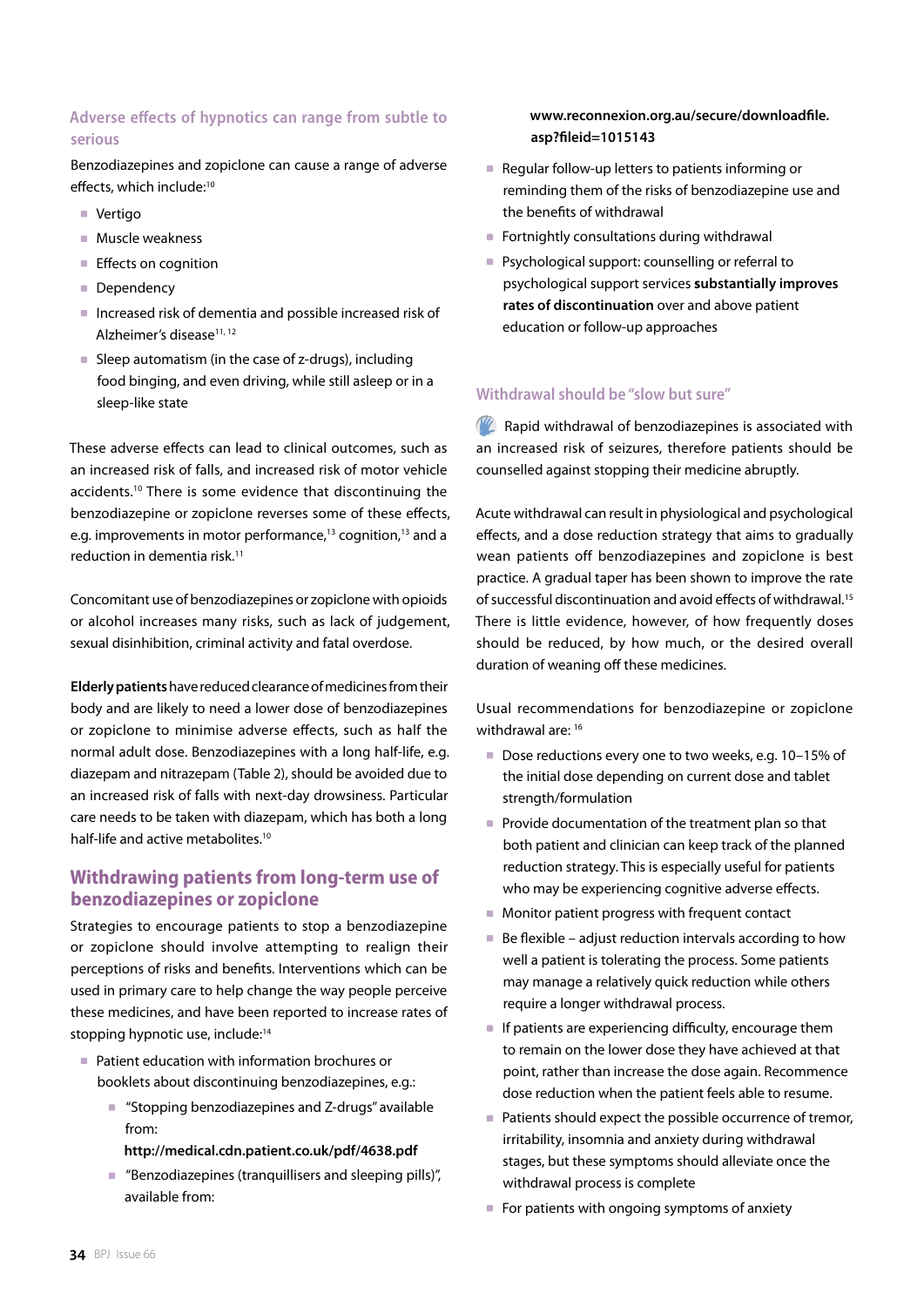### Adverse effects of hypnotics can range from subtle to serious

Benzodiazepines and zopiclone can cause a range of adverse effects, which include:[10]

- Vertigo
- Muscle weakness
- Effects on cognition
- Dependency
- Increased risk of dementia and possible increased risk of Alzheimer's disease[11, 12]
- Sleep automatism (in the case of z-drugs), including food binging, and even driving, while still asleep or in a sleep-like state

These adverse effects can lead to clinical outcomes, such as an increased risk of falls, and increased risk of motor vehicle accidents.[10] There is some evidence that discontinuing the benzodiazepine or zopiclone reverses some of these effects, e.g. improvements in motor performance,[13] cognition,[13] and a reduction in dementia risk.[11]

Concomitant use of benzodiazepines or zopiclone with opioids or alcohol increases many risks, such as lack of judgement, sexual disinhibition, criminal activity and fatal overdose.

**Elderly patients** have reduced clearance of medicines from their body and are likely to need a lower dose of benzodiazepines or zopiclone to minimise adverse effects, such as half the normal adult dose. Benzodiazepines with a long half-life, e.g. diazepam and nitrazepam (Table 2), should be avoided due to an increased risk of falls with next-day drowsiness. Particular care needs to be taken with diazepam, which has both a long half-life and active metabolites.[10]

## Withdrawing patients from long-term use of benzodiazepines or zopiclone

Strategies to encourage patients to stop a benzodiazepine or zopiclone should involve attempting to realign their perceptions of risks and benefits. Interventions which can be used in primary care to help change the way people perceive these medicines, and have been reported to increase rates of stopping hypnotic use, include:[14]

- Patient education with information brochures or booklets about discontinuing benzodiazepines, e.g.:
  - "Stopping benzodiazepines and Z-drugs" available from: **http://medical.cdn.patient.co.uk/pdf/4638.pdf**
  - "Benzodiazepines (tranquillisers and sleeping pills)", available from: **www.reconnexion.org.au/secure/downloadfile.asp?fileid=1015143**
- Regular follow-up letters to patients informing or reminding them of the risks of benzodiazepine use and the benefits of withdrawal
- Fortnightly consultations during withdrawal
- Psychological support: counselling or referral to psychological support services **substantially improves rates of discontinuation** over and above patient education or follow-up approaches

### Withdrawal should be "slow but sure"

Rapid withdrawal of benzodiazepines is associated with an increased risk of seizures, therefore patients should be counselled against stopping their medicine abruptly.

Acute withdrawal can result in physiological and psychological effects, and a dose reduction strategy that aims to gradually wean patients off benzodiazepines and zopiclone is best practice. A gradual taper has been shown to improve the rate of successful discontinuation and avoid effects of withdrawal.[15] There is little evidence, however, of how frequently doses should be reduced, by how much, or the desired overall duration of weaning off these medicines.

Usual recommendations for benzodiazepine or zopiclone withdrawal are: [16]

- Dose reductions every one to two weeks, e.g. 10–15% of the initial dose depending on current dose and tablet strength/formulation
- Provide documentation of the treatment plan so that both patient and clinician can keep track of the planned reduction strategy. This is especially useful for patients who may be experiencing cognitive adverse effects.
- Monitor patient progress with frequent contact
- Be flexible – adjust reduction intervals according to how well a patient is tolerating the process. Some patients may manage a relatively quick reduction while others require a longer withdrawal process.
- If patients are experiencing difficulty, encourage them to remain on the lower dose they have achieved at that point, rather than increase the dose again. Recommence dose reduction when the patient feels able to resume.
- Patients should expect the possible occurrence of tremor, irritability, insomnia and anxiety during withdrawal stages, but these symptoms should alleviate once the withdrawal process is complete
- For patients with ongoing symptoms of anxiety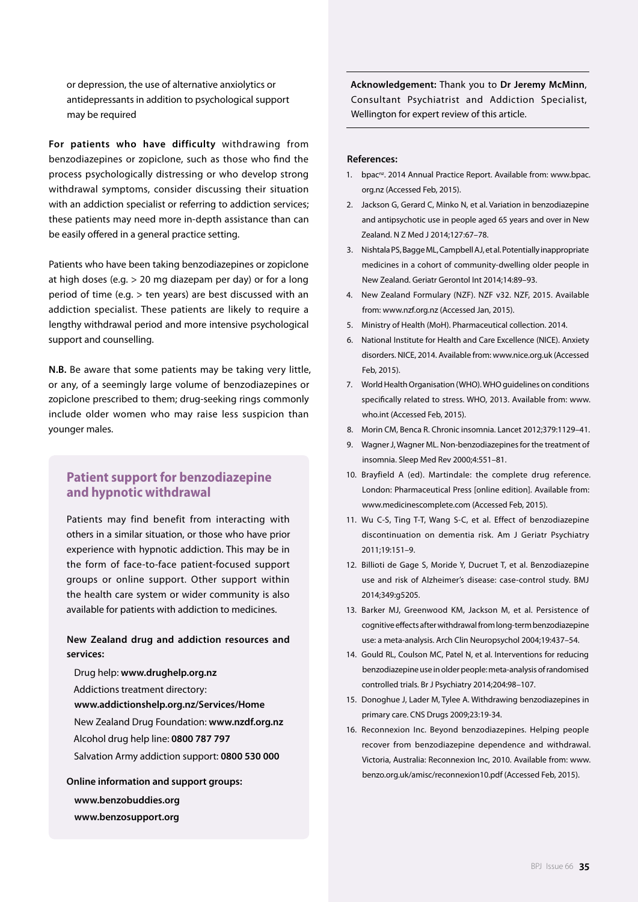or depression, the use of alternative anxiolytics or antidepressants in addition to psychological support may be required

**For patients who have difficulty** withdrawing from benzodiazepines or zopiclone, such as those who find the process psychologically distressing or who develop strong withdrawal symptoms, consider discussing their situation with an addiction specialist or referring to addiction services; these patients may need more in-depth assistance than can be easily offered in a general practice setting.

Patients who have been taking benzodiazepines or zopiclone at high doses (e.g. > 20 mg diazepam per day) or for a long period of time (e.g. > ten years) are best discussed with an addiction specialist. These patients are likely to require a lengthy withdrawal period and more intensive psychological support and counselling.

**N.B.** Be aware that some patients may be taking very little, or any, of a seemingly large volume of benzodiazepines or zopiclone prescribed to them; drug-seeking rings commonly include older women who may raise less suspicion than younger males.

## Patient support for benzodiazepine and hypnotic withdrawal

Patients may find benefit from interacting with others in a similar situation, or those who have prior experience with hypnotic addiction. This may be in the form of face-to-face patient-focused support groups or online support. Other support within the health care system or wider community is also available for patients with addiction to medicines.

**New Zealand drug and addiction resources and services:**

Drug help: **www.drughelp.org.nz**
Addictions treatment directory: **www.addictionshelp.org.nz/Services/Home**
New Zealand Drug Foundation: **www.nzdf.org.nz**
Alcohol drug help line: **0800 787 797**
Salvation Army addiction support: **0800 530 000**

**Online information and support groups:**

**www.benzobuddies.org**
**www.benzosupport.org**

---

**Acknowledgement:** Thank you to **Dr Jeremy McMinn**, Consultant Psychiatrist and Addiction Specialist, Wellington for expert review of this article.

---

**References:**

1. bpac[nz]. 2014 Annual Practice Report. Available from: www.bpac.org.nz (Accessed Feb, 2015).
2. Jackson G, Gerard C, Minko N, et al. Variation in benzodiazepine and antipsychotic use in people aged 65 years and over in New Zealand. N Z Med J 2014;127:67–78.
3. Nishtala PS, Bagge ML, Campbell AJ, et al. Potentially inappropriate medicines in a cohort of community-dwelling older people in New Zealand. Geriatr Gerontol Int 2014;14:89–93.
4. New Zealand Formulary (NZF). NZF v32. NZF, 2015. Available from: www.nzf.org.nz (Accessed Jan, 2015).
5. Ministry of Health (MoH). Pharmaceutical collection. 2014.
6. National Institute for Health and Care Excellence (NICE). Anxiety disorders. NICE, 2014. Available from: www.nice.org.uk (Accessed Feb, 2015).
7. World Health Organisation (WHO). WHO guidelines on conditions specifically related to stress. WHO, 2013. Available from: www.who.int (Accessed Feb, 2015).
8. Morin CM, Benca R. Chronic insomnia. Lancet 2012;379:1129–41.
9. Wagner J, Wagner ML. Non-benzodiazepines for the treatment of insomnia. Sleep Med Rev 2000;4:551–81.
10. Brayfield A (ed). Martindale: the complete drug reference. London: Pharmaceutical Press [online edition]. Available from: www.medicinescomplete.com (Accessed Feb, 2015).
11. Wu C-S, Ting T-T, Wang S-C, et al. Effect of benzodiazepine discontinuation on dementia risk. Am J Geriatr Psychiatry 2011;19:151–9.
12. Billioti de Gage S, Moride Y, Ducruet T, et al. Benzodiazepine use and risk of Alzheimer's disease: case-control study. BMJ 2014;349:g5205.
13. Barker MJ, Greenwood KM, Jackson M, et al. Persistence of cognitive effects after withdrawal from long-term benzodiazepine use: a meta-analysis. Arch Clin Neuropsychol 2004;19:437–54.
14. Gould RL, Coulson MC, Patel N, et al. Interventions for reducing benzodiazepine use in older people: meta-analysis of randomised controlled trials. Br J Psychiatry 2014;204:98–107.
15. Donoghue J, Lader M, Tylee A. Withdrawing benzodiazepines in primary care. CNS Drugs 2009;23:19-34.
16. Reconnexion Inc. Beyond benzodiazepines. Helping people recover from benzodiazepine dependence and withdrawal. Victoria, Australia: Reconnexion Inc, 2010. Available from: www.benzo.org.uk/amisc/reconnexion10.pdf (Accessed Feb, 2015).